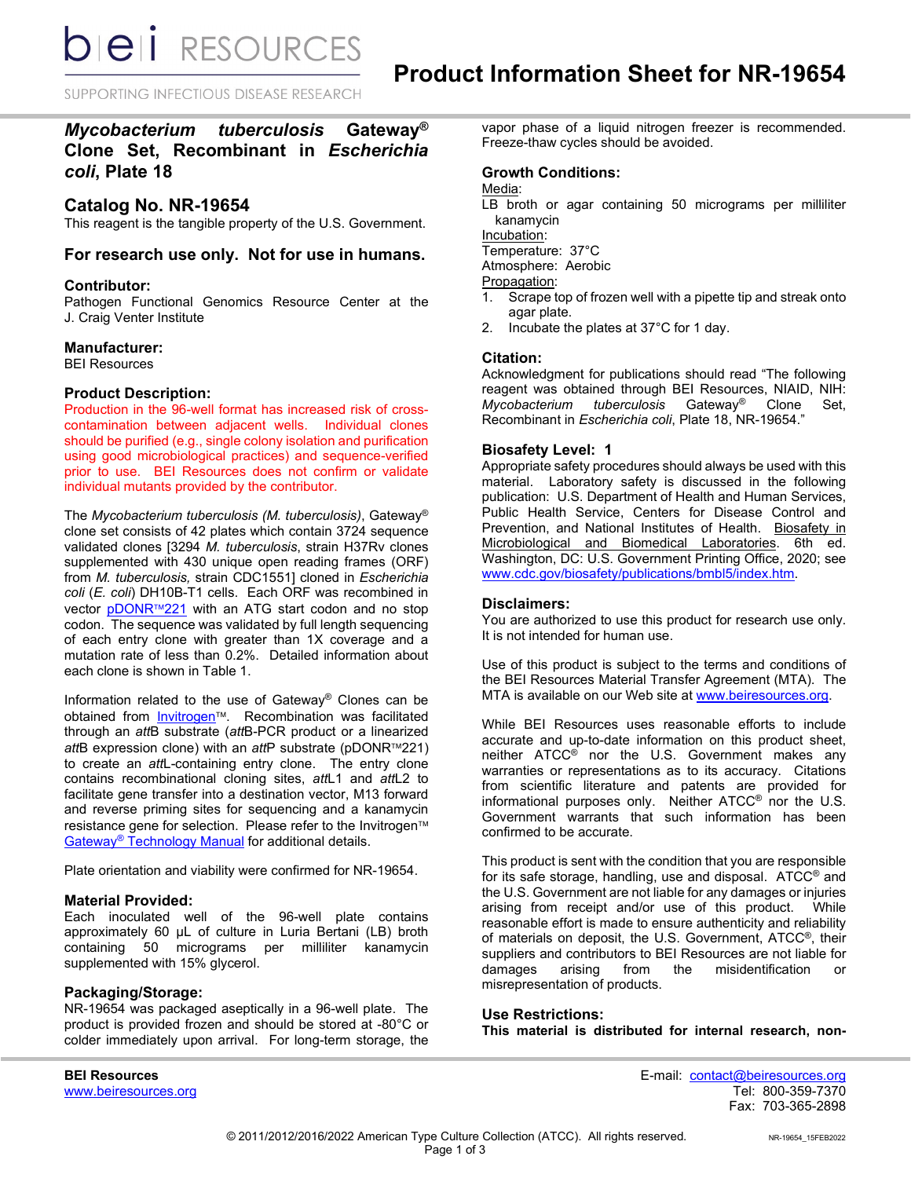# Product Information Sheet for NR-19654

## *Mycobacterium tuberculosis* Gateway® Clone Set, Recombinant in *Escherichia coli*, Plate 18

## Catalog No. NR-19654

This reagent is the tangible property of the U.S. Government.

### For research use only. Not for use in humans.

**Contributor:**
Pathogen Functional Genomics Resource Center at the J. Craig Venter Institute

**Manufacturer:**
BEI Resources

**Product Description:**

Production in the 96-well format has increased risk of cross-contamination between adjacent wells. Individual clones should be purified (e.g., single colony isolation and purification using good microbiological practices) and sequence-verified prior to use. BEI Resources does not confirm or validate individual mutants provided by the contributor.

The *Mycobacterium tuberculosis (M. tuberculosis)*, Gateway® clone set consists of 42 plates which contain 3724 sequence validated clones [3294 *M. tuberculosis*, strain H37Rv clones supplemented with 430 unique open reading frames (ORF) from *M. tuberculosis,* strain CDC1551] cloned in *Escherichia coli* (*E. coli*) DH10B-T1 cells. Each ORF was recombined in vector pDONR™221 with an ATG start codon and no stop codon. The sequence was validated by full length sequencing of each entry clone with greater than 1X coverage and a mutation rate of less than 0.2%. Detailed information about each clone is shown in Table 1.

Information related to the use of Gateway® Clones can be obtained from Invitrogen™. Recombination was facilitated through an *att*B substrate (*att*B-PCR product or a linearized *att*B expression clone) with an *att*P substrate (pDONR™221) to create an *att*L-containing entry clone. The entry clone contains recombinational cloning sites, *att*L1 and *att*L2 to facilitate gene transfer into a destination vector, M13 forward and reverse priming sites for sequencing and a kanamycin resistance gene for selection. Please refer to the Invitrogen™ Gateway® Technology Manual for additional details.

Plate orientation and viability were confirmed for NR-19654.

**Material Provided:**
Each inoculated well of the 96-well plate contains approximately 60 µL of culture in Luria Bertani (LB) broth containing 50 micrograms per milliliter kanamycin supplemented with 15% glycerol.

**Packaging/Storage:**
NR-19654 was packaged aseptically in a 96-well plate. The product is provided frozen and should be stored at -80°C or colder immediately upon arrival. For long-term storage, the vapor phase of a liquid nitrogen freezer is recommended. Freeze-thaw cycles should be avoided.

**Growth Conditions:**

Media:
LB broth or agar containing 50 micrograms per milliliter kanamycin

Incubation:
Temperature: 37°C
Atmosphere: Aerobic

Propagation:
1. Scrape top of frozen well with a pipette tip and streak onto agar plate.
2. Incubate the plates at 37°C for 1 day.

**Citation:**
Acknowledgment for publications should read "The following reagent was obtained through BEI Resources, NIAID, NIH: *Mycobacterium tuberculosis* Gateway® Clone Set, Recombinant in *Escherichia coli*, Plate 18, NR-19654."

**Biosafety Level: 1**
Appropriate safety procedures should always be used with this material. Laboratory safety is discussed in the following publication: U.S. Department of Health and Human Services, Public Health Service, Centers for Disease Control and Prevention, and National Institutes of Health. Biosafety in Microbiological and Biomedical Laboratories. 6th ed. Washington, DC: U.S. Government Printing Office, 2020; see www.cdc.gov/biosafety/publications/bmbl5/index.htm.

**Disclaimers:**
You are authorized to use this product for research use only. It is not intended for human use.

Use of this product is subject to the terms and conditions of the BEI Resources Material Transfer Agreement (MTA). The MTA is available on our Web site at www.beiresources.org.

While BEI Resources uses reasonable efforts to include accurate and up-to-date information on this product sheet, neither ATCC® nor the U.S. Government makes any warranties or representations as to its accuracy. Citations from scientific literature and patents are provided for informational purposes only. Neither ATCC® nor the U.S. Government warrants that such information has been confirmed to be accurate.

This product is sent with the condition that you are responsible for its safe storage, handling, use and disposal. ATCC® and the U.S. Government are not liable for any damages or injuries arising from receipt and/or use of this product. While reasonable effort is made to ensure authenticity and reliability of materials on deposit, the U.S. Government, ATCC®, their suppliers and contributors to BEI Resources are not liable for damages arising from the misidentification or misrepresentation of products.

**Use Restrictions:**
**This material is distributed for internal research, non-**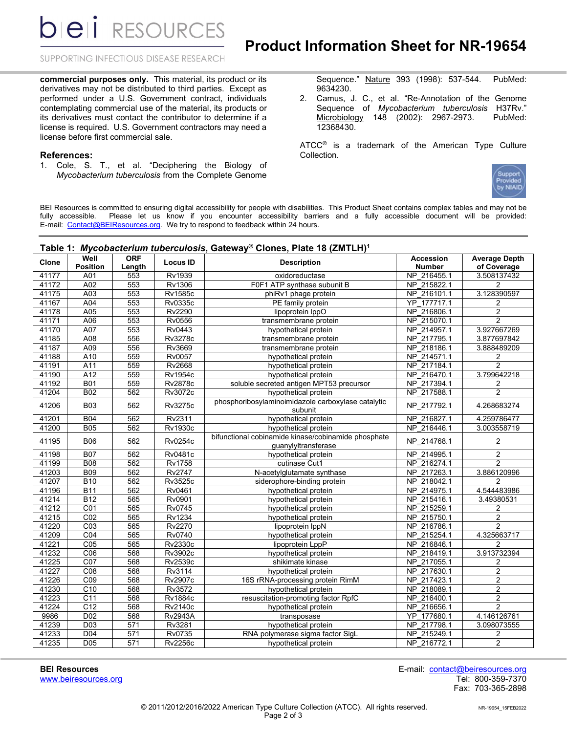**commercial purposes only.** This material, its product or its derivatives may not be distributed to third parties. Except as performed under a U.S. Government contract, individuals contemplating commercial use of the material, its products or its derivatives must contact the contributor to determine if a license is required. U.S. Government contractors may need a license before first commercial sale.

## References:

1. Cole, S. T., et al. "Deciphering the Biology of *Mycobacterium tuberculosis* from the Complete Genome Sequence." Nature 393 (1998): 537-544. PubMed: 9634230.
2. Camus, J. C., et al. "Re-Annotation of the Genome Sequence of *Mycobacterium tuberculosis* H37Rv." Microbiology 148 (2002): 2967-2973. PubMed: 12368430.

ATCC® is a trademark of the American Type Culture Collection.

BEI Resources is committed to ensuring digital accessibility for people with disabilities. This Product Sheet contains complex tables and may not be fully accessible. Please let us know if you encounter accessibility barriers and a fully accessible document will be provided: E-mail: Contact@BEIResources.org. We try to respond to feedback within 24 hours.

**Table 1: *Mycobacterium tuberculosis*, Gateway® Clones, Plate 18 (ZMTLH)[1]**

| Clone | Well Position | ORF Length | Locus ID | Description | Accession Number | Average Depth of Coverage |
|---|---|---|---|---|---|---|
| 41177 | A01 | 553 | Rv1939 | oxidoreductase | NP_216455.1 | 3.508137432 |
| 41172 | A02 | 553 | Rv1306 | F0F1 ATP synthase subunit B | NP_215822.1 | 2 |
| 41175 | A03 | 553 | Rv1585c | phiRv1 phage protein | NP_216101.1 | 3.128390597 |
| 41167 | A04 | 553 | Rv0335c | PE family protein | YP_177717.1 | 2 |
| 41178 | A05 | 553 | Rv2290 | lipoprotein lppO | NP_216806.1 | 2 |
| 41171 | A06 | 553 | Rv0556 | transmembrane protein | NP_215070.1 | 2 |
| 41170 | A07 | 553 | Rv0443 | hypothetical protein | NP_214957.1 | 3.927667269 |
| 41185 | A08 | 556 | Rv3278c | transmembrane protein | NP_217795.1 | 3.877697842 |
| 41187 | A09 | 556 | Rv3669 | transmembrane protein | NP_218186.1 | 3.888489209 |
| 41188 | A10 | 559 | Rv0057 | hypothetical protein | NP_214571.1 | 2 |
| 41191 | A11 | 559 | Rv2668 | hypothetical protein | NP_217184.1 | 2 |
| 41190 | A12 | 559 | Rv1954c | hypothetical protein | NP_216470.1 | 3.799642218 |
| 41192 | B01 | 559 | Rv2878c | soluble secreted antigen MPT53 precursor | NP_217394.1 | 2 |
| 41204 | B02 | 562 | Rv3072c | hypothetical protein | NP_217588.1 | 2 |
| 41206 | B03 | 562 | Rv3275c | phosphoribosylaminoimidazole carboxylase catalytic subunit | NP_217792.1 | 4.268683274 |
| 41201 | B04 | 562 | Rv2311 | hypothetical protein | NP_216827.1 | 4.259786477 |
| 41200 | B05 | 562 | Rv1930c | hypothetical protein | NP_216446.1 | 3.003558719 |
| 41195 | B06 | 562 | Rv0254c | bifunctional cobinamide kinase/cobinamide phosphate guanylyltransferase | NP_214768.1 | 2 |
| 41198 | B07 | 562 | Rv0481c | hypothetical protein | NP_214995.1 | 2 |
| 41199 | B08 | 562 | Rv1758 | cutinase Cut1 | NP_216274.1 | 2 |
| 41203 | B09 | 562 | Rv2747 | N-acetylglutamate synthase | NP_217263.1 | 3.886120996 |
| 41207 | B10 | 562 | Rv3525c | siderophore-binding protein | NP_218042.1 | 2 |
| 41196 | B11 | 562 | Rv0461 | hypothetical protein | NP_214975.1 | 4.544483986 |
| 41214 | B12 | 565 | Rv0901 | hypothetical protein | NP_215416.1 | 3.49380531 |
| 41212 | C01 | 565 | Rv0745 | hypothetical protein | NP_215259.1 | 2 |
| 41215 | C02 | 565 | Rv1234 | hypothetical protein | NP_215750.1 | 2 |
| 41220 | C03 | 565 | Rv2270 | lipoprotein lppN | NP_216786.1 | 2 |
| 41209 | C04 | 565 | Rv0740 | hypothetical protein | NP_215254.1 | 4.325663717 |
| 41221 | C05 | 565 | Rv2330c | lipoprotein LppP | NP_216846.1 | 2 |
| 41232 | C06 | 568 | Rv3902c | hypothetical protein | NP_218419.1 | 3.913732394 |
| 41225 | C07 | 568 | Rv2539c | shikimate kinase | NP_217055.1 | 2 |
| 41227 | C08 | 568 | Rv3114 | hypothetical protein | NP_217630.1 | 2 |
| 41226 | C09 | 568 | Rv2907c | 16S rRNA-processing protein RimM | NP_217423.1 | 2 |
| 41230 | C10 | 568 | Rv3572 | hypothetical protein | NP_218089.1 | 2 |
| 41223 | C11 | 568 | Rv1884c | resuscitation-promoting factor RpfC | NP_216400.1 | 2 |
| 41224 | C12 | 568 | Rv2140c | hypothetical protein | NP_216656.1 | 2 |
| 9986 | D02 | 568 | Rv2943A | transposase | YP_177680.1 | 4.146126761 |
| 41239 | D03 | 571 | Rv3281 | hypothetical protein | NP_217798.1 | 3.098073555 |
| 41233 | D04 | 571 | Rv0735 | RNA polymerase sigma factor SigL | NP_215249.1 | 2 |
| 41235 | D05 | 571 | Rv2256c | hypothetical protein | NP_216772.1 | 2 |

**BEI Resources**
www.beiresources.org

E-mail: contact@beiresources.org
Tel: 800-359-7370
Fax: 703-365-2898

© 2011/2012/2016/2022 American Type Culture Collection (ATCC). All rights reserved.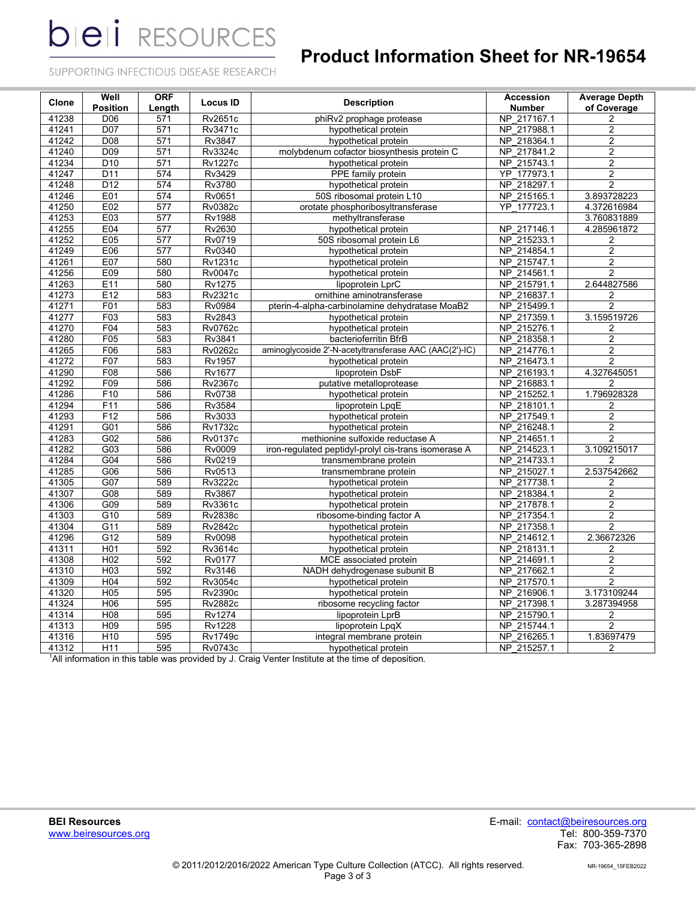| Clone | Well Position | ORF Length | Locus ID | Description | Accession Number | Average Depth of Coverage |
|---|---|---|---|---|---|---|
| 41238 | D06 | 571 | Rv2651c | phiRv2 prophage protease | NP_217167.1 | 2 |
| 41241 | D07 | 571 | Rv3471c | hypothetical protein | NP_217988.1 | 2 |
| 41242 | D08 | 571 | Rv3847 | hypothetical protein | NP_218364.1 | 2 |
| 41240 | D09 | 571 | Rv3324c | molybdenum cofactor biosynthesis protein C | NP_217841.2 | 2 |
| 41234 | D10 | 571 | Rv1227c | hypothetical protein | NP_215743.1 | 2 |
| 41247 | D11 | 574 | Rv3429 | PPE family protein | YP_177973.1 | 2 |
| 41248 | D12 | 574 | Rv3780 | hypothetical protein | NP_218297.1 | 2 |
| 41246 | E01 | 574 | Rv0651 | 50S ribosomal protein L10 | NP_215165.1 | 3.893728223 |
| 41250 | E02 | 577 | Rv0382c | orotate phosphoribosyltransferase | YP_177723.1 | 4.372616984 |
| 41253 | E03 | 577 | Rv1988 | methyltransferase | | 3.760831889 |
| 41255 | E04 | 577 | Rv2630 | hypothetical protein | NP_217146.1 | 4.285961872 |
| 41252 | E05 | 577 | Rv0719 | 50S ribosomal protein L6 | NP_215233.1 | 2 |
| 41249 | E06 | 577 | Rv0340 | hypothetical protein | NP_214854.1 | 2 |
| 41261 | E07 | 580 | Rv1231c | hypothetical protein | NP_215747.1 | 2 |
| 41256 | E09 | 580 | Rv0047c | hypothetical protein | NP_214561.1 | 2 |
| 41263 | E11 | 580 | Rv1275 | lipoprotein LprC | NP_215791.1 | 2.644827586 |
| 41273 | E12 | 583 | Rv2321c | ornithine aminotransferase | NP_216837.1 | 2 |
| 41271 | F01 | 583 | Rv0984 | pterin-4-alpha-carbinolamine dehydratase MoaB2 | NP_215499.1 | 2 |
| 41277 | F03 | 583 | Rv2843 | hypothetical protein | NP_217359.1 | 3.159519726 |
| 41270 | F04 | 583 | Rv0762c | hypothetical protein | NP_215276.1 | 2 |
| 41280 | F05 | 583 | Rv3841 | bacterioferritin BfrB | NP_218358.1 | 2 |
| 41265 | F06 | 583 | Rv0262c | aminoglycoside 2'-N-acetyltransferase AAC (AAC(2')-IC) | NP_214776.1 | 2 |
| 41272 | F07 | 583 | Rv1957 | hypothetical protein | NP_216473.1 | 2 |
| 41290 | F08 | 586 | Rv1677 | lipoprotein DsbF | NP_216193.1 | 4.327645051 |
| 41292 | F09 | 586 | Rv2367c | putative metalloprotease | NP_216883.1 | 2 |
| 41286 | F10 | 586 | Rv0738 | hypothetical protein | NP_215252.1 | 1.796928328 |
| 41294 | F11 | 586 | Rv3584 | lipoprotein LpqE | NP_218101.1 | 2 |
| 41293 | F12 | 586 | Rv3033 | hypothetical protein | NP_217549.1 | 2 |
| 41291 | G01 | 586 | Rv1732c | hypothetical protein | NP_216248.1 | 2 |
| 41283 | G02 | 586 | Rv0137c | methionine sulfoxide reductase A | NP_214651.1 | 2 |
| 41282 | G03 | 586 | Rv0009 | iron-regulated peptidyl-prolyl cis-trans isomerase A | NP_214523.1 | 3.109215017 |
| 41284 | G04 | 586 | Rv0219 | transmembrane protein | NP_214733.1 | 2 |
| 41285 | G06 | 586 | Rv0513 | transmembrane protein | NP_215027.1 | 2.537542662 |
| 41305 | G07 | 589 | Rv3222c | hypothetical protein | NP_217738.1 | 2 |
| 41307 | G08 | 589 | Rv3867 | hypothetical protein | NP_218384.1 | 2 |
| 41306 | G09 | 589 | Rv3361c | hypothetical protein | NP_217878.1 | 2 |
| 41303 | G10 | 589 | Rv2838c | ribosome-binding factor A | NP_217354.1 | 2 |
| 41304 | G11 | 589 | Rv2842c | hypothetical protein | NP_217358.1 | 2 |
| 41296 | G12 | 589 | Rv0098 | hypothetical protein | NP_214612.1 | 2.36672326 |
| 41311 | H01 | 592 | Rv3614c | hypothetical protein | NP_218131.1 | 2 |
| 41308 | H02 | 592 | Rv0177 | MCE associated protein | NP_214691.1 | 2 |
| 41310 | H03 | 592 | Rv3146 | NADH dehydrogenase subunit B | NP_217662.1 | 2 |
| 41309 | H04 | 592 | Rv3054c | hypothetical protein | NP_217570.1 | 2 |
| 41320 | H05 | 595 | Rv2390c | hypothetical protein | NP_216906.1 | 3.173109244 |
| 41324 | H06 | 595 | Rv2882c | ribosome recycling factor | NP_217398.1 | 3.287394958 |
| 41314 | H08 | 595 | Rv1274 | lipoprotein LprB | NP_215790.1 | 2 |
| 41313 | H09 | 595 | Rv1228 | lipoprotein LpqX | NP_215744.1 | 2 |
| 41316 | H10 | 595 | Rv1749c | integral membrane protein | NP_216265.1 | 1.83697479 |
| 41312 | H11 | 595 | Rv0743c | hypothetical protein | NP_215257.1 | 2 |

[1]All information in this table was provided by J. Craig Venter Institute at the time of deposition.

**BEI Resources**
www.beiresources.org

E-mail: contact@beiresources.org
Tel: 800-359-7370
Fax: 703-365-2898

© 2011/2012/2016/2022 American Type Culture Collection (ATCC). All rights reserved.

NR-19654_15FEB2022